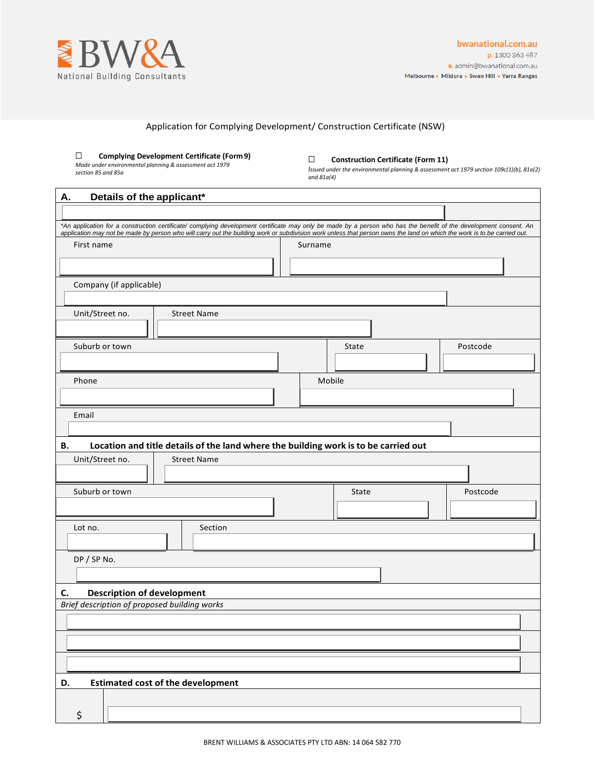BW&A
National Building Consultants

bwanational.com.au
p. 1300 363 487
e. admin@bwanational.com.au
Melbourne • Mildura • Swan Hill • Yarra Ranges

Application for Complying Development/ Construction Certificate (NSW)

☐ **Complying Development Certificate (Form 9)**
*Made under environmental planning & assessment act 1979 section 85 and 85a*

☐ **Construction Certificate (Form 11)**
*Issued under the environmental planning & assessment act 1979 section 109c(1)(b), 81a(2) and 81a(4)*

## A. Details of the applicant*

*\*An application for a construction certificate/ complying development certificate may only be made by a person who has the benefit of the development consent. An application may not be made by person who will carry out the building work or subdivision work unless that person owns the land on which the work is to be carried out.*

| First name | Surname |
|---|---|
| | |

| Company (if applicable) |
|---|
| |

| Unit/Street no. | Street Name |
|---|---|
| | |

| Suburb or town | State | Postcode |
|---|---|---|
| | | |

| Phone | Mobile |
|---|---|
| | |

| Email |
|---|
| |

## B. Location and title details of the land where the building work is to be carried out

| Unit/Street no. | Street Name |
|---|---|
| | |

| Suburb or town | State | Postcode |
|---|---|---|
| | | |

| Lot no. | Section |
|---|---|
| | |

| DP / SP No. |
|---|
| |

## C. Description of development

*Brief description of proposed building works*

| |
|---|
| |
| |
| |

## D. Estimated cost of the development

| $ | |
|---|---|

BRENT WILLIAMS & ASSOCIATES PTY LTD ABN: 14 064 582 770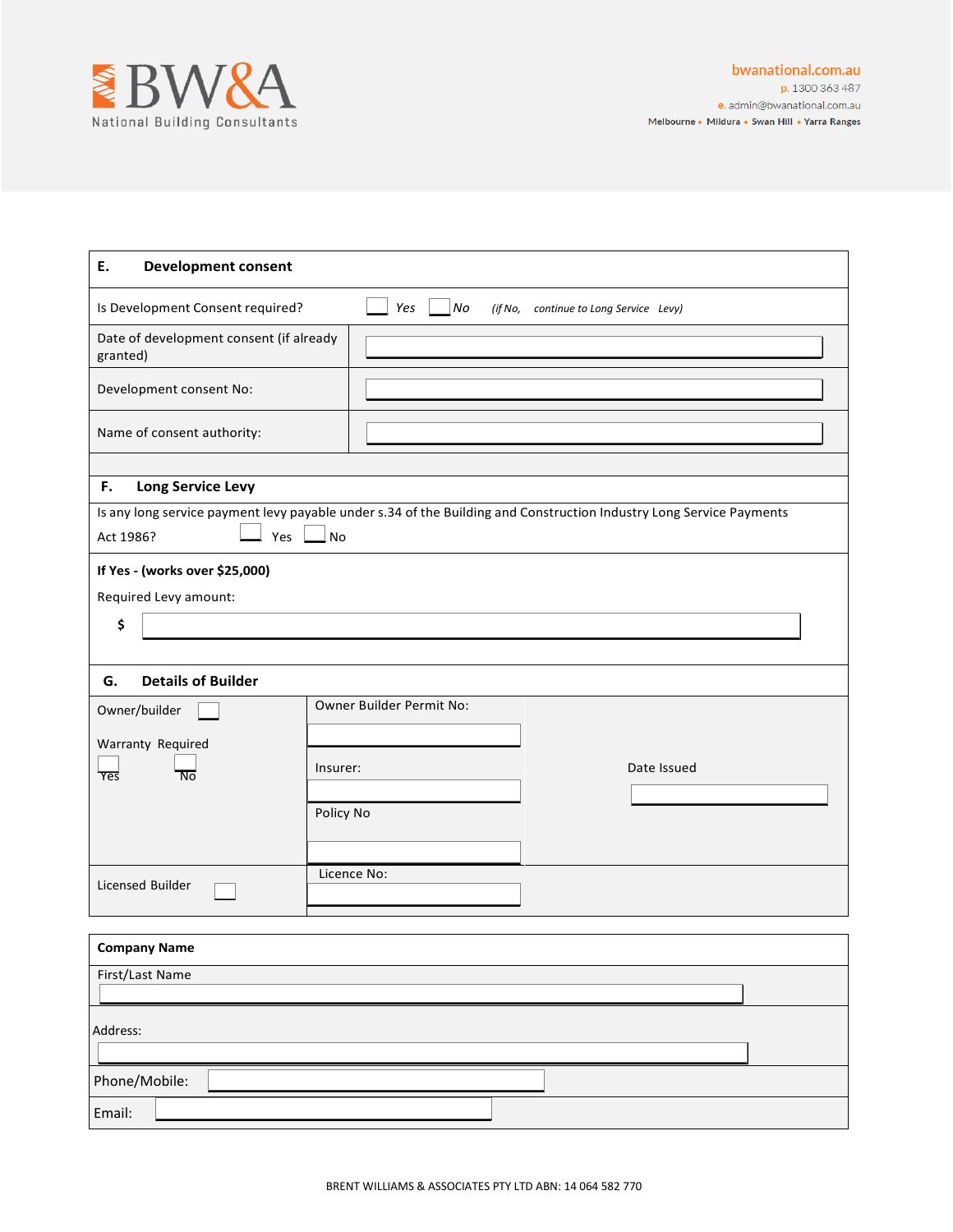## E. Development consent

| | |
|---|---|
| Is Development Consent required? | ☐ *Yes* ☐ *No* *(if No, continue to Long Service Levy)* |
| Date of development consent (if already granted) | |
| Development consent No: | |
| Name of consent authority: | |

## F. Long Service Levy

Is any long service payment levy payable under s.34 of the Building and Construction Industry Long Service Payments Act 1986? ☐ Yes ☐ No

**If Yes - (works over $25,000)**

Required Levy amount:

**$** 

## G. Details of Builder

| | | |
|---|---|---|
| Owner/builder ☐ | Owner Builder Permit No: | |
| Warranty Required ☐ Yes ☐ No | Insurer: | Date Issued |
| | Policy No | |
| Licensed Builder ☐ | Licence No: | |

| **Company Name** |
|---|
| First/Last Name |
| Address: |
| Phone/Mobile: |
| Email: |

BRENT WILLIAMS & ASSOCIATES PTY LTD ABN: 14 064 582 770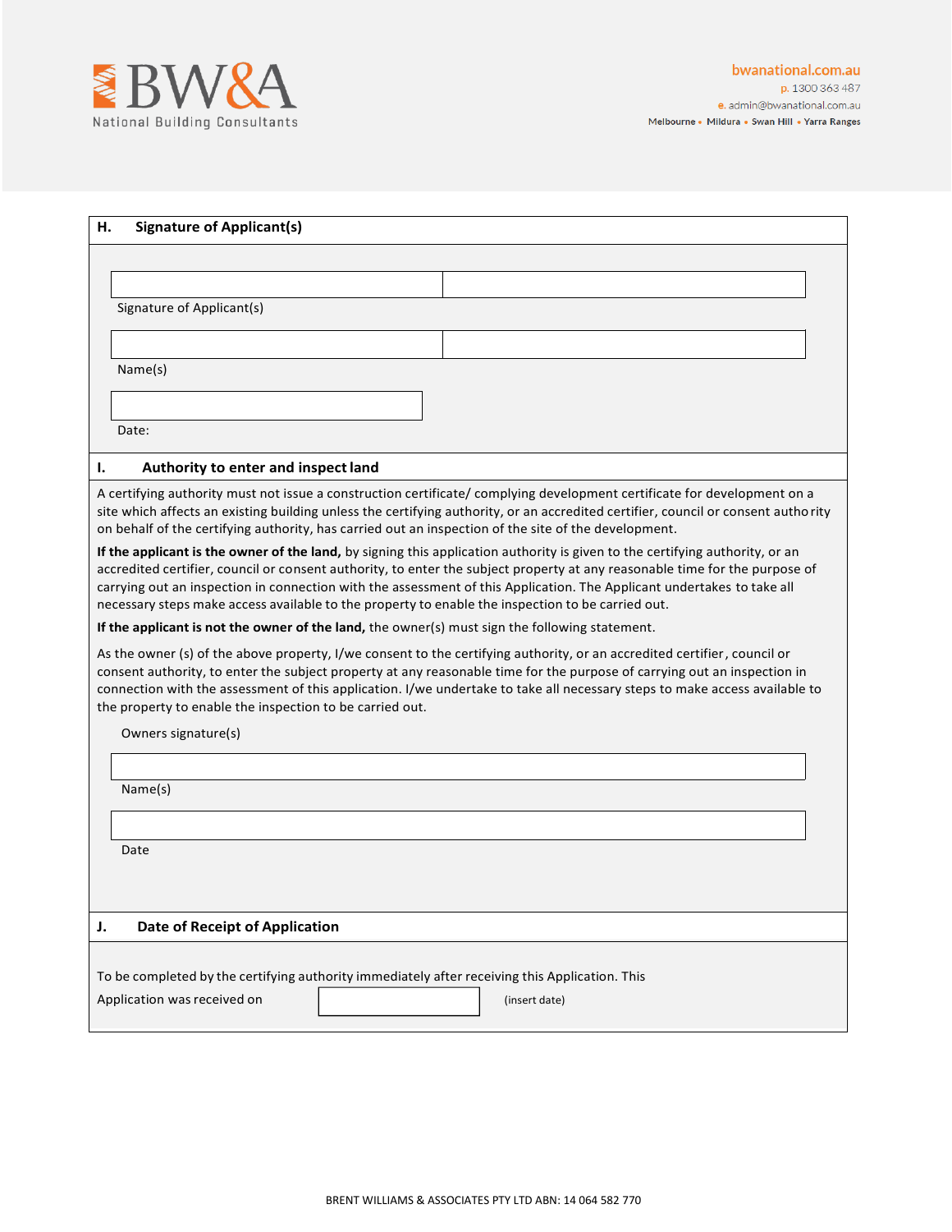## H. Signature of Applicant(s)

| | |
|---|---|
| | |

Signature of Applicant(s)

| | |
|---|---|
| | |

Name(s)

Date:

## I. Authority to enter and inspect land

A certifying authority must not issue a construction certificate/ complying development certificate for development on a site which affects an existing building unless the certifying authority, or an accredited certifier, council or consent authority on behalf of the certifying authority, has carried out an inspection of the site of the development.

**If the applicant is the owner of the land,** by signing this application authority is given to the certifying authority, or an accredited certifier, council or consent authority, to enter the subject property at any reasonable time for the purpose of carrying out an inspection in connection with the assessment of this Application. The Applicant undertakes to take all necessary steps make access available to the property to enable the inspection to be carried out.

**If the applicant is not the owner of the land,** the owner(s) must sign the following statement.

As the owner (s) of the above property, I/we consent to the certifying authority, or an accredited certifier, council or consent authority, to enter the subject property at any reasonable time for the purpose of carrying out an inspection in connection with the assessment of this application. I/we undertake to take all necessary steps to make access available to the property to enable the inspection to be carried out.

Owners signature(s)

Name(s)

Date

## J. Date of Receipt of Application

To be completed by the certifying authority immediately after receiving this Application. This Application was received on ____________ (insert date)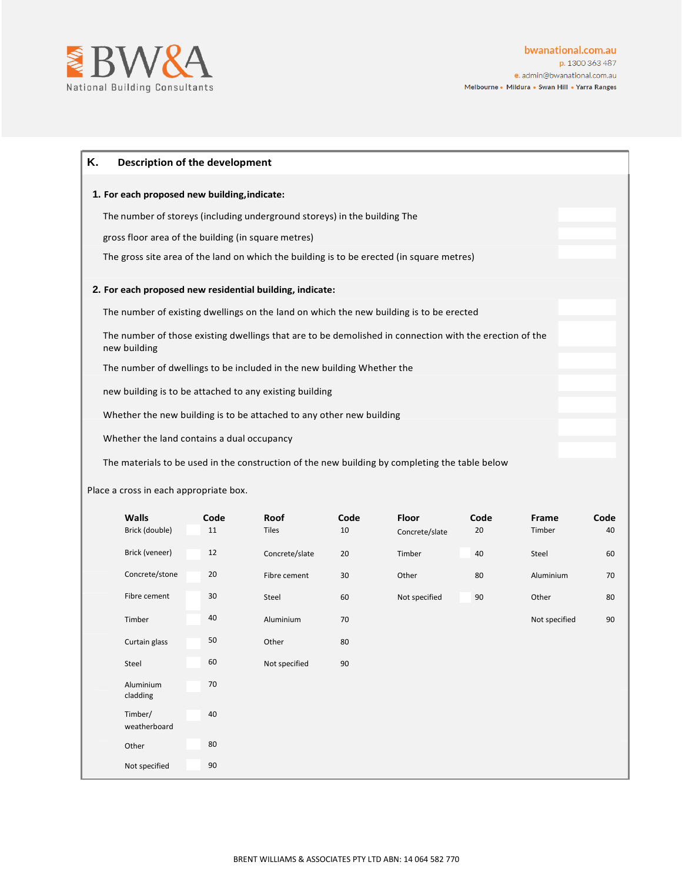## K. Description of the development

**1. For each proposed new building, indicate:**

The number of storeys (including underground storeys) in the building The

gross floor area of the building (in square metres)

The gross site area of the land on which the building is to be erected (in square metres)

**2. For each proposed new residential building, indicate:**

The number of existing dwellings on the land on which the new building is to be erected

The number of those existing dwellings that are to be demolished in connection with the erection of the new building

The number of dwellings to be included in the new building Whether the

new building is to be attached to any existing building

Whether the new building is to be attached to any other new building

Whether the land contains a dual occupancy

The materials to be used in the construction of the new building by completing the table below

Place a cross in each appropriate box.

| Walls | Code | Roof | Code | Floor | Code | Frame | Code |
|---|---|---|---|---|---|---|---|
| Brick (double) | 11 | Tiles | 10 | Concrete/slate | 20 | Timber | 40 |
| Brick (veneer) | 12 | Concrete/slate | 20 | Timber | 40 | Steel | 60 |
| Concrete/stone | 20 | Fibre cement | 30 | Other | 80 | Aluminium | 70 |
| Fibre cement | 30 | Steel | 60 | Not specified | 90 | Other | 80 |
| Timber | 40 | Aluminium | 70 | | | Not specified | 90 |
| Curtain glass | 50 | Other | 80 | | | | |
| Steel | 60 | Not specified | 90 | | | | |
| Aluminium cladding | 70 | | | | | | |
| Timber/ weatherboard | 40 | | | | | | |
| Other | 80 | | | | | | |
| Not specified | 90 | | | | | | |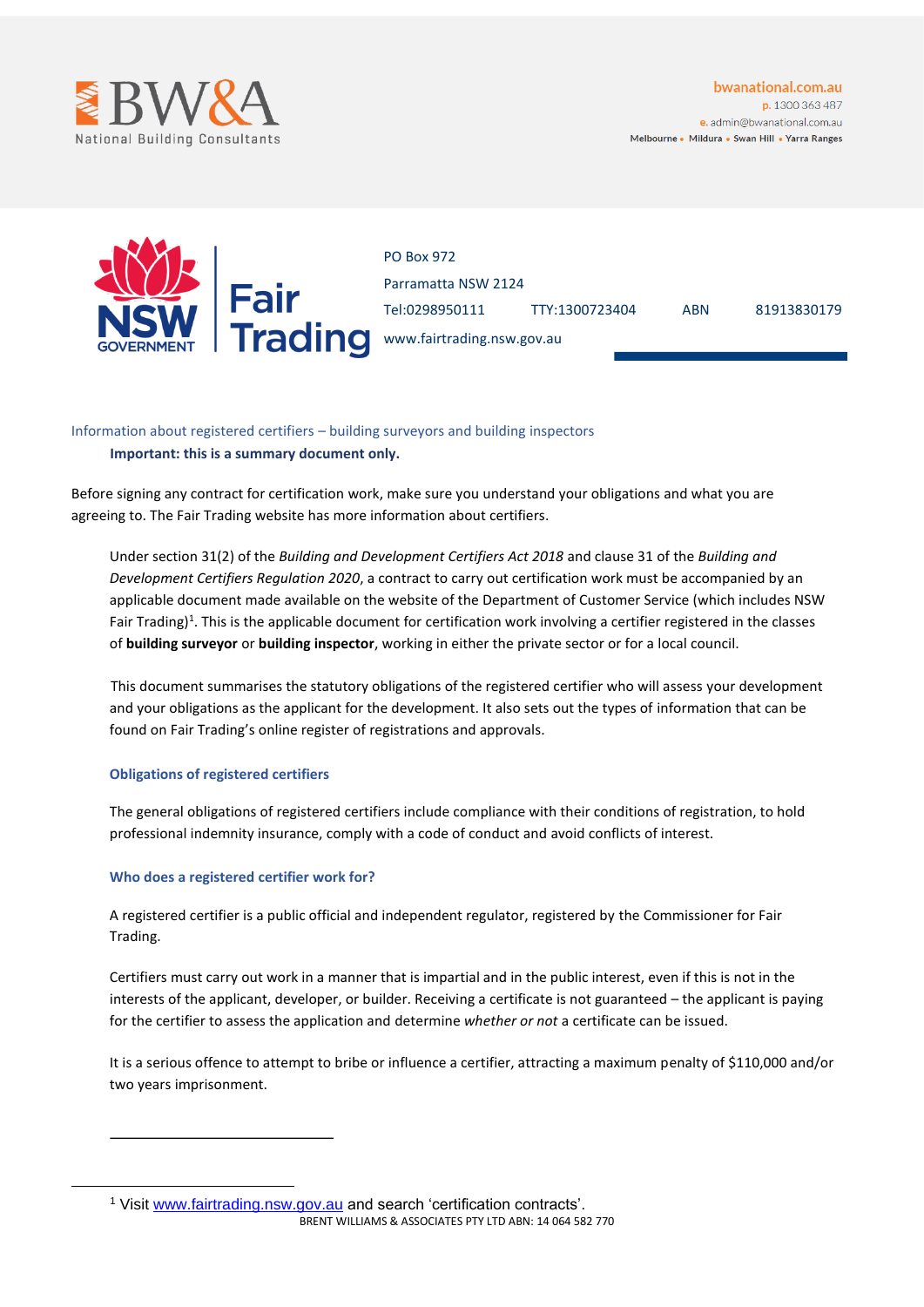PO Box 972

Parramatta NSW 2124

Tel:0298950111 TTY:1300723404 ABN 81913830179

www.fairtrading.nsw.gov.au

Information about registered certifiers – building surveyors and building inspectors

**Important: this is a summary document only.**

Before signing any contract for certification work, make sure you understand your obligations and what you are agreeing to. The Fair Trading website has more information about certifiers.

Under section 31(2) of the *Building and Development Certifiers Act 2018* and clause 31 of the *Building and Development Certifiers Regulation 2020*, a contract to carry out certification work must be accompanied by an applicable document made available on the website of the Department of Customer Service (which includes NSW Fair Trading)[1]. This is the applicable document for certification work involving a certifier registered in the classes of **building surveyor** or **building inspector**, working in either the private sector or for a local council.

This document summarises the statutory obligations of the registered certifier who will assess your development and your obligations as the applicant for the development. It also sets out the types of information that can be found on Fair Trading's online register of registrations and approvals.

### Obligations of registered certifiers

The general obligations of registered certifiers include compliance with their conditions of registration, to hold professional indemnity insurance, comply with a code of conduct and avoid conflicts of interest.

### Who does a registered certifier work for?

A registered certifier is a public official and independent regulator, registered by the Commissioner for Fair Trading.

Certifiers must carry out work in a manner that is impartial and in the public interest, even if this is not in the interests of the applicant, developer, or builder. Receiving a certificate is not guaranteed – the applicant is paying for the certifier to assess the application and determine *whether or not* a certificate can be issued.

It is a serious offence to attempt to bribe or influence a certifier, attracting a maximum penalty of $110,000 and/or two years imprisonment.

---

[1] Visit www.fairtrading.nsw.gov.au and search 'certification contracts'.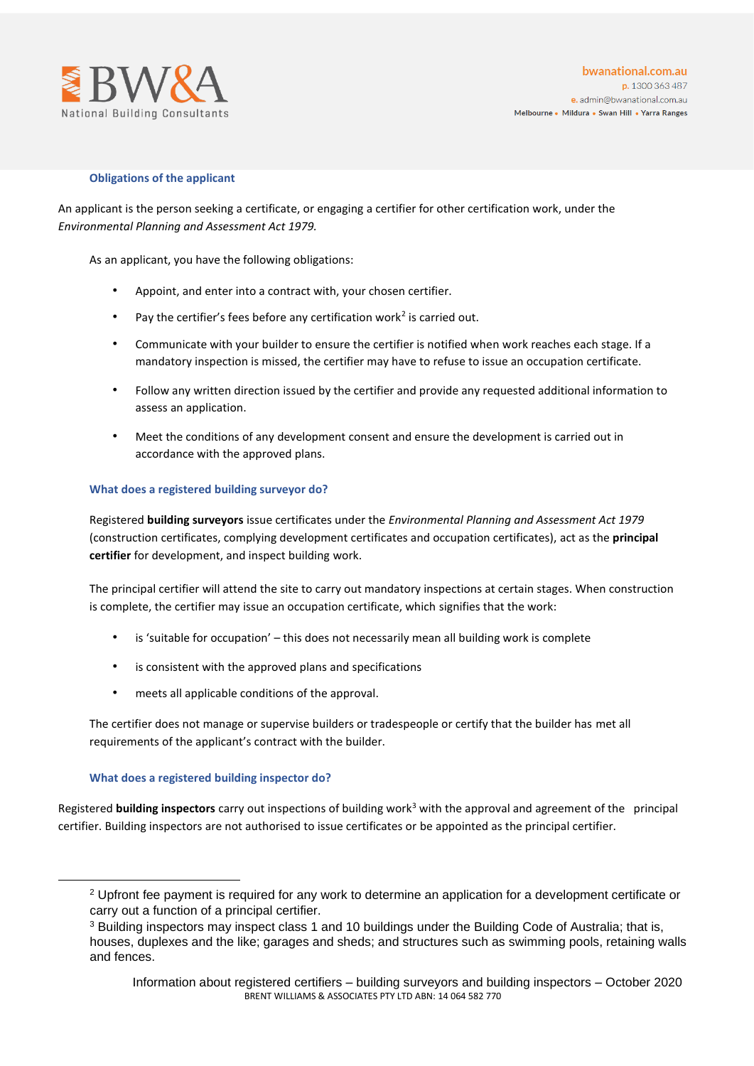### Obligations of the applicant

An applicant is the person seeking a certificate, or engaging a certifier for other certification work, under the *Environmental Planning and Assessment Act 1979.*

As an applicant, you have the following obligations:

- Appoint, and enter into a contract with, your chosen certifier.
- Pay the certifier's fees before any certification work[2] is carried out.
- Communicate with your builder to ensure the certifier is notified when work reaches each stage. If a mandatory inspection is missed, the certifier may have to refuse to issue an occupation certificate.
- Follow any written direction issued by the certifier and provide any requested additional information to assess an application.
- Meet the conditions of any development consent and ensure the development is carried out in accordance with the approved plans.

### What does a registered building surveyor do?

Registered **building surveyors** issue certificates under the *Environmental Planning and Assessment Act 1979* (construction certificates, complying development certificates and occupation certificates), act as the **principal certifier** for development, and inspect building work.

The principal certifier will attend the site to carry out mandatory inspections at certain stages. When construction is complete, the certifier may issue an occupation certificate, which signifies that the work:

- is 'suitable for occupation' – this does not necessarily mean all building work is complete
- is consistent with the approved plans and specifications
- meets all applicable conditions of the approval.

The certifier does not manage or supervise builders or tradespeople or certify that the builder has met all requirements of the applicant's contract with the builder.

### What does a registered building inspector do?

Registered **building inspectors** carry out inspections of building work[3] with the approval and agreement of the principal certifier. Building inspectors are not authorised to issue certificates or be appointed as the principal certifier.

---

[2] Upfront fee payment is required for any work to determine an application for a development certificate or carry out a function of a principal certifier.

[3] Building inspectors may inspect class 1 and 10 buildings under the Building Code of Australia; that is, houses, duplexes and the like; garages and sheds; and structures such as swimming pools, retaining walls and fences.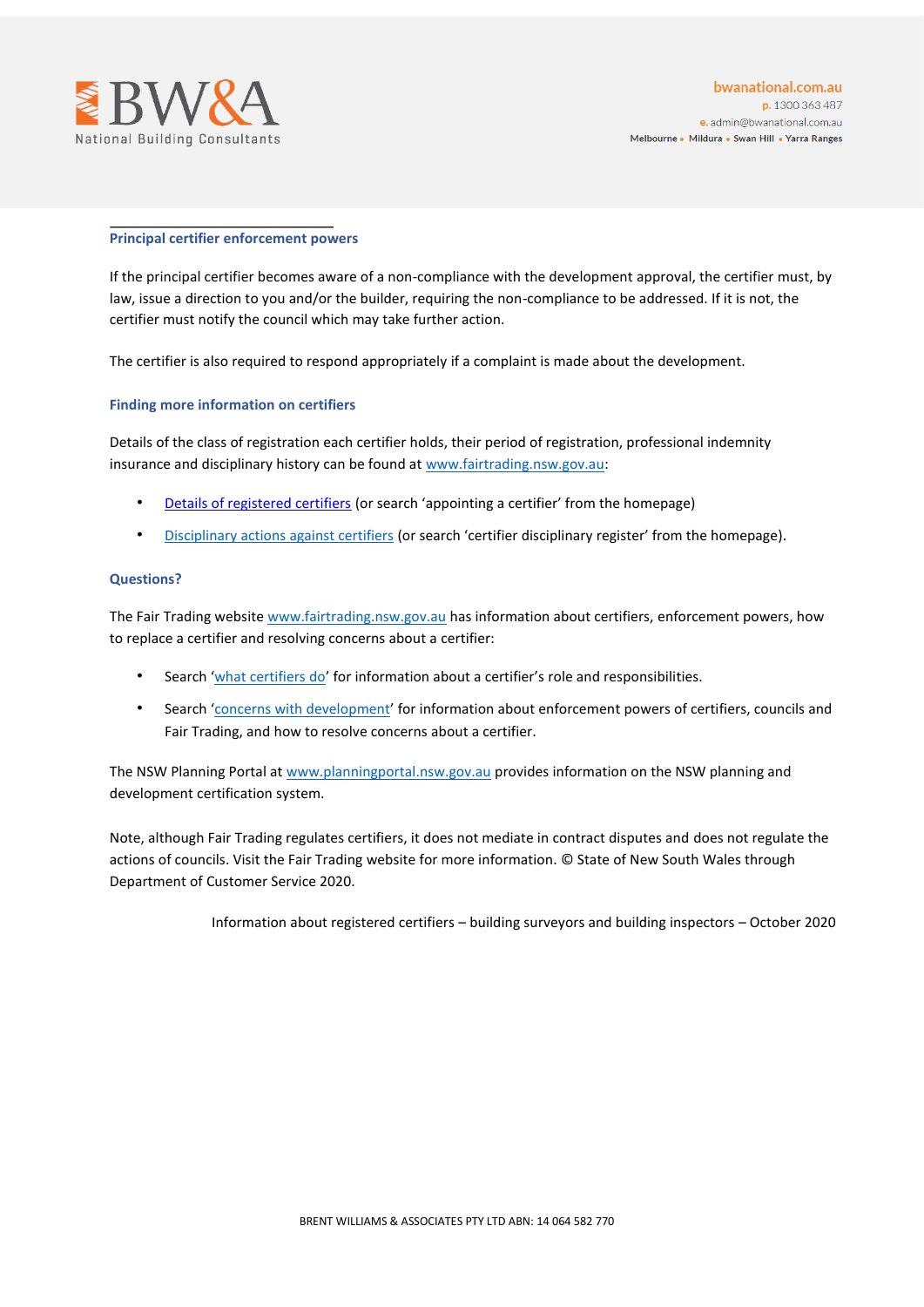### Principal certifier enforcement powers

If the principal certifier becomes aware of a non-compliance with the development approval, the certifier must, by law, issue a direction to you and/or the builder, requiring the non-compliance to be addressed. If it is not, the certifier must notify the council which may take further action.

The certifier is also required to respond appropriately if a complaint is made about the development.

### Finding more information on certifiers

Details of the class of registration each certifier holds, their period of registration, professional indemnity insurance and disciplinary history can be found at www.fairtrading.nsw.gov.au:

- Details of registered certifiers (or search 'appointing a certifier' from the homepage)
- Disciplinary actions against certifiers (or search 'certifier disciplinary register' from the homepage).

### Questions?

The Fair Trading website www.fairtrading.nsw.gov.au has information about certifiers, enforcement powers, how to replace a certifier and resolving concerns about a certifier:

- Search 'what certifiers do' for information about a certifier's role and responsibilities.
- Search 'concerns with development' for information about enforcement powers of certifiers, councils and Fair Trading, and how to resolve concerns about a certifier.

The NSW Planning Portal at www.planningportal.nsw.gov.au provides information on the NSW planning and development certification system.

Note, although Fair Trading regulates certifiers, it does not mediate in contract disputes and does not regulate the actions of councils. Visit the Fair Trading website for more information. © State of New South Wales through Department of Customer Service 2020.

Information about registered certifiers – building surveyors and building inspectors – October 2020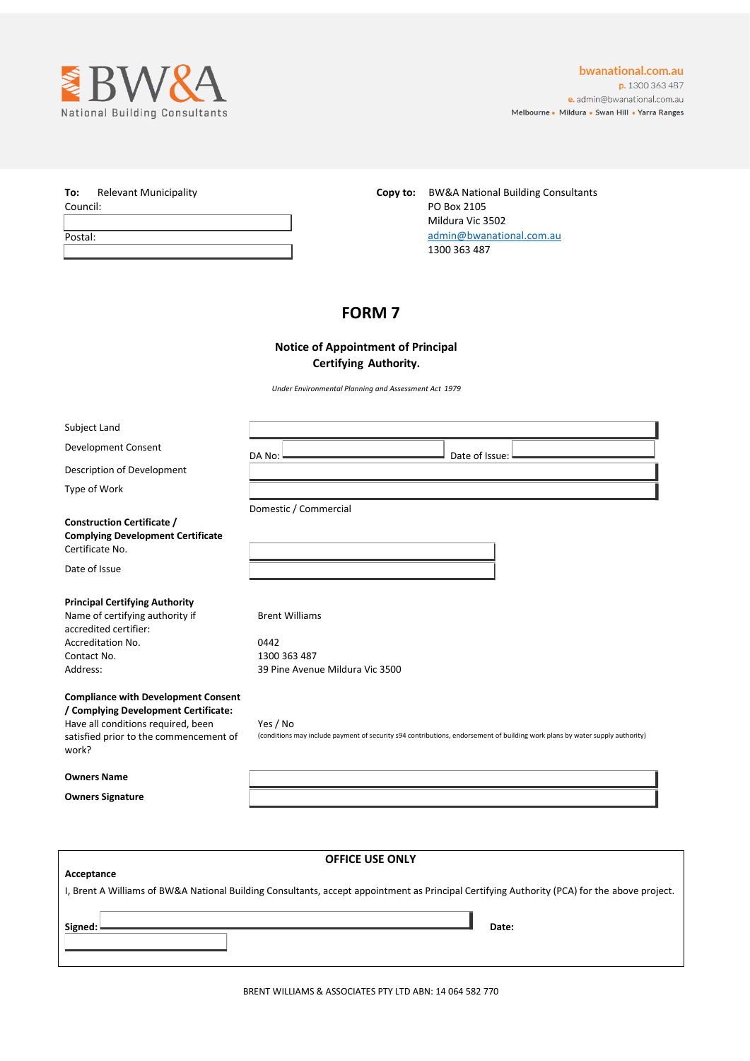BW&A National Building Consultants

bwanational.com.au
p. 1300 363 487
e. admin@bwanational.com.au
Melbourne • Mildura • Swan Hill • Yarra Ranges

**To:** Relevant Municipality
Council:

Postal:

**Copy to:** BW&A National Building Consultants
PO Box 2105
Mildura Vic 3502
admin@bwanational.com.au
1300 363 487

# FORM 7

## Notice of Appointment of Principal Certifying Authority.

*Under Environmental Planning and Assessment Act 1979*

| | |
|---|---|
| Subject Land | |
| Development Consent | DA No: Date of Issue: |
| Description of Development | |
| Type of Work | |
| | Domestic / Commercial |
| **Construction Certificate / Complying Development Certificate** Certificate No. | |
| Date of Issue | |
| **Principal Certifying Authority** Name of certifying authority if accredited certifier: | Brent Williams |
| Accreditation No. | 0442 |
| Contact No. | 1300 363 487 |
| Address: | 39 Pine Avenue Mildura Vic 3500 |
| **Compliance with Development Consent / Complying Development Certificate:** Have all conditions required, been satisfied prior to the commencement of work? | Yes / No (conditions may include payment of security s94 contributions, endorsement of building work plans by water supply authority) |
| **Owners Name** | |
| **Owners Signature** | |

**OFFICE USE ONLY**

**Acceptance**

I, Brent A Williams of BW&A National Building Consultants, accept appointment as Principal Certifying Authority (PCA) for the above project.

**Signed:** **Date:**

BRENT WILLIAMS & ASSOCIATES PTY LTD ABN: 14 064 582 770